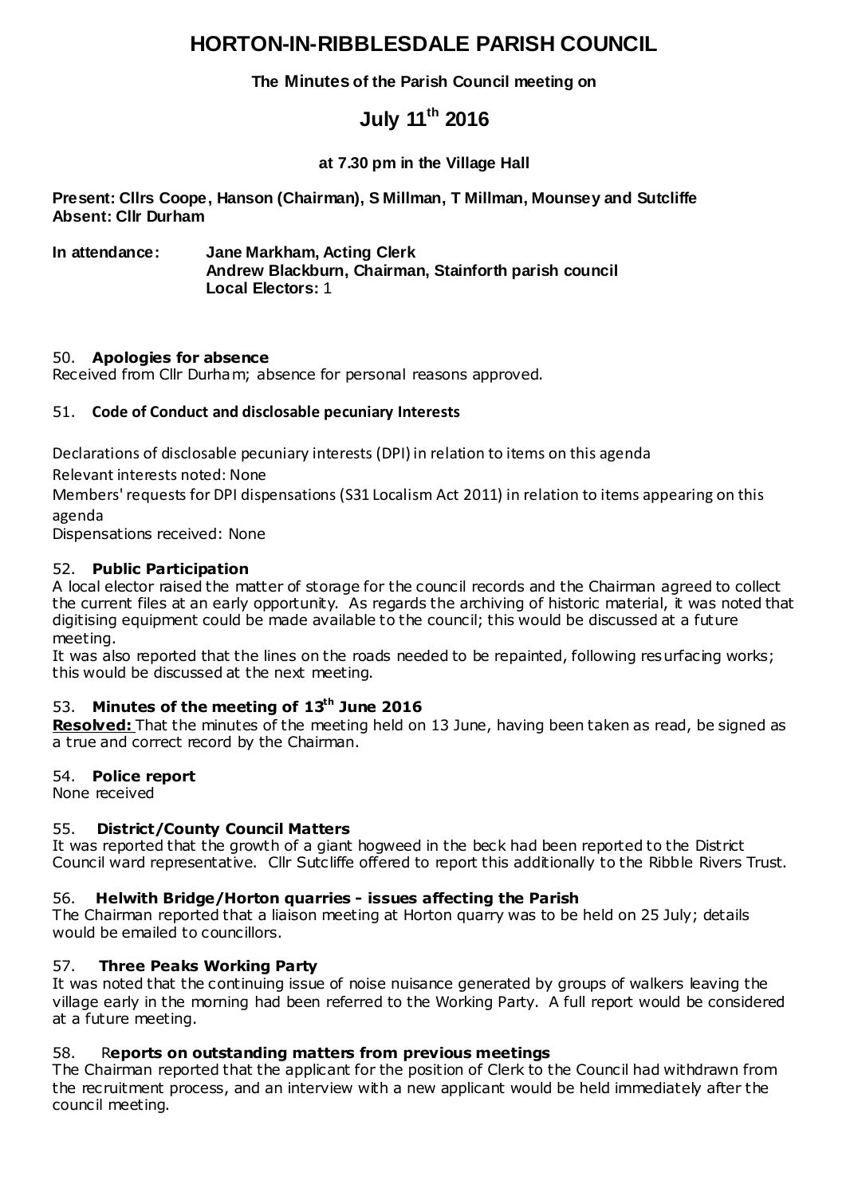# HORTON-IN-RIBBLESDALE PARISH COUNCIL

**The Minutes of the Parish Council meeting on**

## July 11th 2016

**at 7.30 pm in the Village Hall**

**Present: Cllrs Coope, Hanson (Chairman), S Millman, T Millman, Mounsey and Sutcliffe**
**Absent: Cllr Durham**

**In attendance: Jane Markham, Acting Clerk**
**Andrew Blackburn, Chairman, Stainforth parish council**
**Local Electors:** 1

50. **Apologies for absence**
Received from Cllr Durham; absence for personal reasons approved.

51. **Code of Conduct and disclosable pecuniary Interests**

Declarations of disclosable pecuniary interests (DPI) in relation to items on this agenda
Relevant interests noted: None
Members' requests for DPI dispensations (S31 Localism Act 2011) in relation to items appearing on this agenda
Dispensations received: None

52. **Public Participation**
A local elector raised the matter of storage for the council records and the Chairman agreed to collect the current files at an early opportunity. As regards the archiving of historic material, it was noted that digitising equipment could be made available to the council; this would be discussed at a future meeting.
It was also reported that the lines on the roads needed to be repainted, following resurfacing works; this would be discussed at the next meeting.

53. **Minutes of the meeting of 13th June 2016**
**Resolved:** That the minutes of the meeting held on 13 June, having been taken as read, be signed as a true and correct record by the Chairman.

54. **Police report**
None received

55. **District/County Council Matters**
It was reported that the growth of a giant hogweed in the beck had been reported to the District Council ward representative. Cllr Sutcliffe offered to report this additionally to the Ribble Rivers Trust.

56. **Helwith Bridge/Horton quarries - issues affecting the Parish**
The Chairman reported that a liaison meeting at Horton quarry was to be held on 25 July; details would be emailed to councillors.

57. **Three Peaks Working Party**
It was noted that the continuing issue of noise nuisance generated by groups of walkers leaving the village early in the morning had been referred to the Working Party. A full report would be considered at a future meeting.

58. **Reports on outstanding matters from previous meetings**
The Chairman reported that the applicant for the position of Clerk to the Council had withdrawn from the recruitment process, and an interview with a new applicant would be held immediately after the council meeting.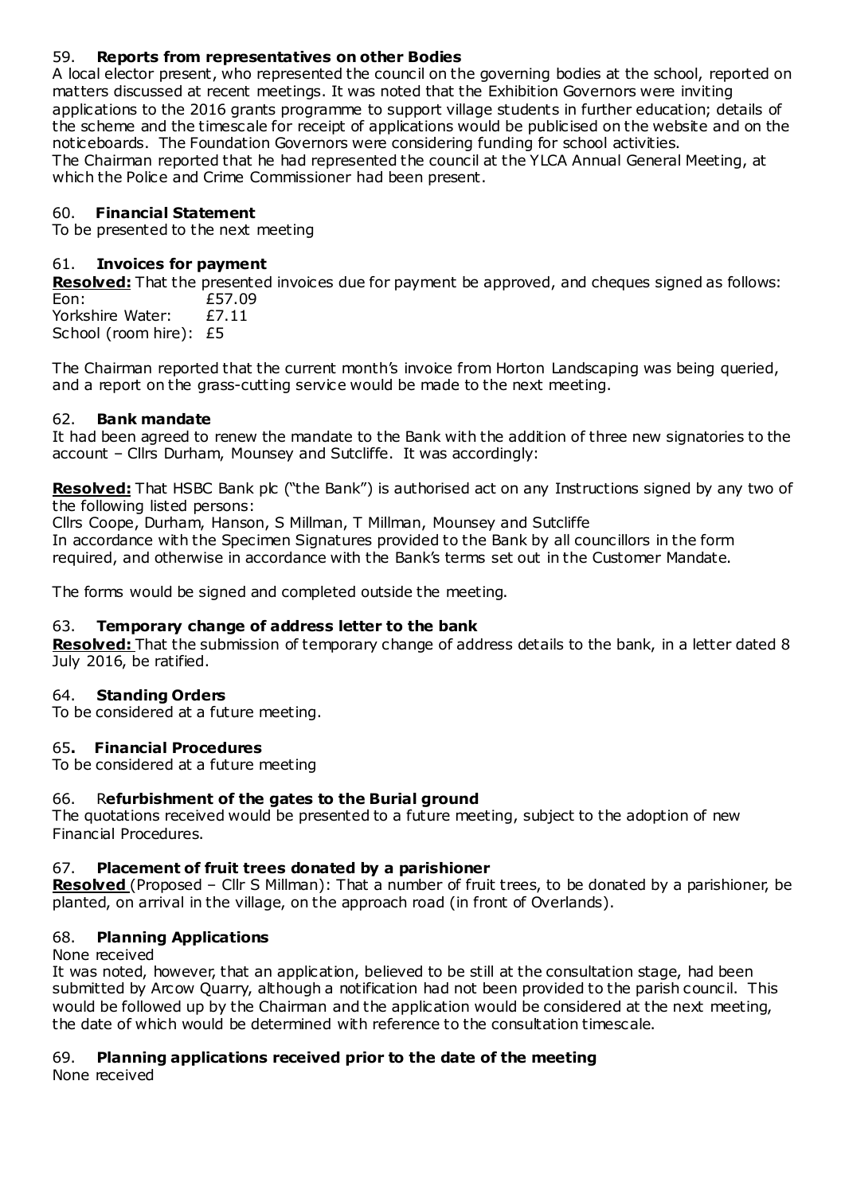### 59. **Reports from representatives on other Bodies**

A local elector present, who represented the council on the governing bodies at the school, reported on matters discussed at recent meetings. It was noted that the Exhibition Governors were inviting applications to the 2016 grants programme to support village students in further education; details of the scheme and the timescale for receipt of applications would be publicised on the website and on the noticeboards. The Foundation Governors were considering funding for school activities.
The Chairman reported that he had represented the council at the YLCA Annual General Meeting, at which the Police and Crime Commissioner had been present.

### 60. **Financial Statement**

To be presented to the next meeting

### 61. **Invoices for payment**

**Resolved:** That the presented invoices due for payment be approved, and cheques signed as follows:

| | |
|---|---|
| Eon: | £57.09 |
| Yorkshire Water: | £7.11 |
| School (room hire): | £5 |

The Chairman reported that the current month's invoice from Horton Landscaping was being queried, and a report on the grass-cutting service would be made to the next meeting.

### 62. **Bank mandate**

It had been agreed to renew the mandate to the Bank with the addition of three new signatories to the account – Cllrs Durham, Mounsey and Sutcliffe. It was accordingly:

**Resolved:** That HSBC Bank plc ("the Bank") is authorised act on any Instructions signed by any two of the following listed persons:
Cllrs Coope, Durham, Hanson, S Millman, T Millman, Mounsey and Sutcliffe
In accordance with the Specimen Signatures provided to the Bank by all councillors in the form required, and otherwise in accordance with the Bank's terms set out in the Customer Mandate.

The forms would be signed and completed outside the meeting.

### 63. **Temporary change of address letter to the bank**

**Resolved:** That the submission of temporary change of address details to the bank, in a letter dated 8 July 2016, be ratified.

### 64. **Standing Orders**

To be considered at a future meeting.

### 65. **Financial Procedures**

To be considered at a future meeting

### 66. R**efurbishment of the gates to the Burial ground**

The quotations received would be presented to a future meeting, subject to the adoption of new Financial Procedures.

### 67. **Placement of fruit trees donated by a parishioner**

**Resolved** (Proposed – Cllr S Millman): That a number of fruit trees, to be donated by a parishioner, be planted, on arrival in the village, on the approach road (in front of Overlands).

### 68. **Planning Applications**

None received
It was noted, however, that an application, believed to be still at the consultation stage, had been submitted by Arcow Quarry, although a notification had not been provided to the parish council. This would be followed up by the Chairman and the application would be considered at the next meeting, the date of which would be determined with reference to the consultation timescale.

### 69. **Planning applications received prior to the date of the meeting**

None received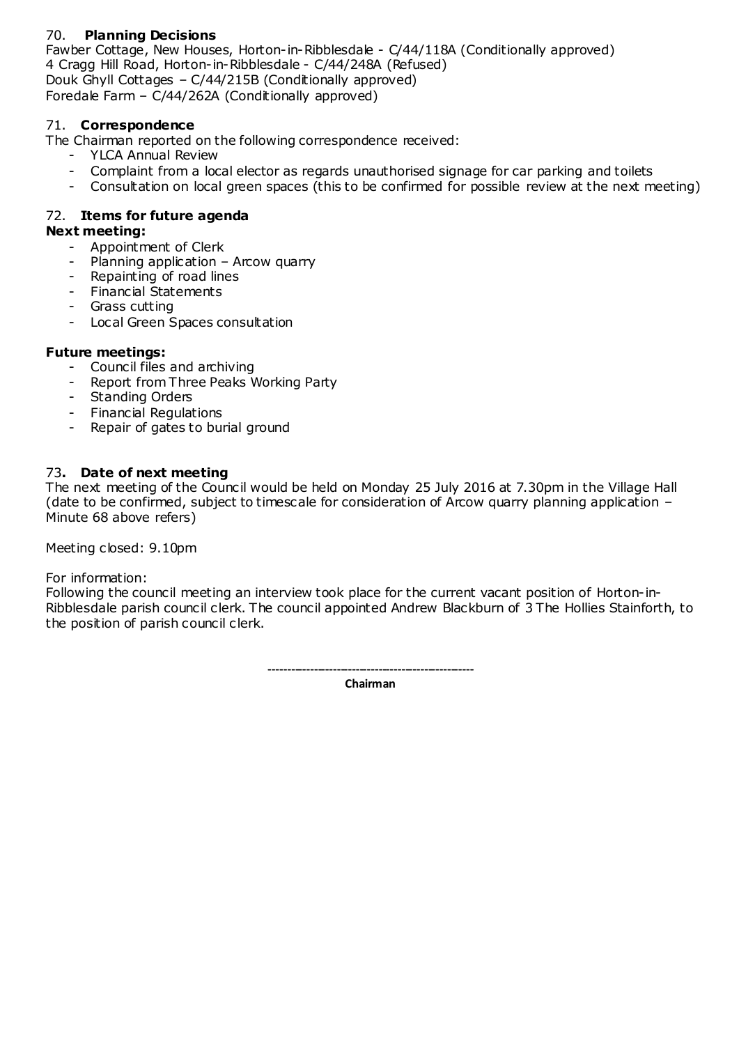### 70. **Planning Decisions**

Fawber Cottage, New Houses, Horton-in-Ribblesdale - C/44/118A (Conditionally approved)
4 Cragg Hill Road, Horton-in-Ribblesdale - C/44/248A (Refused)
Douk Ghyll Cottages – C/44/215B (Conditionally approved)
Foredale Farm – C/44/262A (Conditionally approved)

### 71. **Correspondence**

The Chairman reported on the following correspondence received:

- YLCA Annual Review
- Complaint from a local elector as regards unauthorised signage for car parking and toilets
- Consultation on local green spaces (this to be confirmed for possible review at the next meeting)

### 72. **Items for future agenda**

**Next meeting:**

- Appointment of Clerk
- Planning application – Arcow quarry
- Repainting of road lines
- Financial Statements
- Grass cutting
- Local Green Spaces consultation

**Future meetings:**

- Council files and archiving
- Report from Three Peaks Working Party
- Standing Orders
- Financial Regulations
- Repair of gates to burial ground

### 73. **Date of next meeting**

The next meeting of the Council would be held on Monday 25 July 2016 at 7.30pm in the Village Hall (date to be confirmed, subject to timescale for consideration of Arcow quarry planning application – Minute 68 above refers)

Meeting closed: 9.10pm

For information:
Following the council meeting an interview took place for the current vacant position of Horton-in-Ribblesdale parish council clerk. The council appointed Andrew Blackburn of 3 The Hollies Stainforth, to the position of parish council clerk.

-----------------------------------------------
**Chairman**